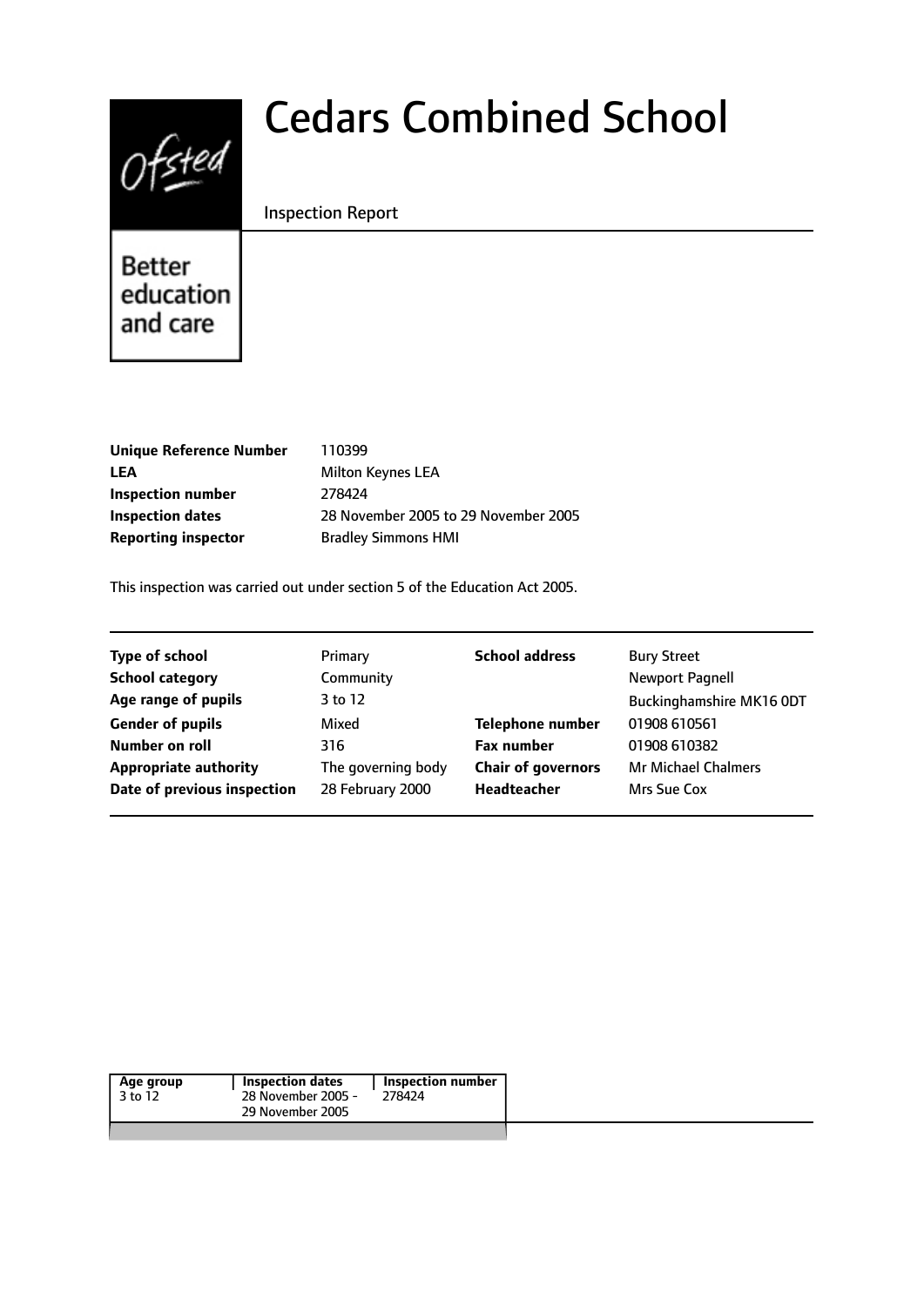Ofsted

Better education and care

# Cedars Combined School

Inspection Report

| | |
|---|---|
| **Unique Reference Number** | 110399 |
| **LEA** | Milton Keynes LEA |
| **Inspection number** | 278424 |
| **Inspection dates** | 28 November 2005 to 29 November 2005 |
| **Reporting inspector** | Bradley Simmons HMI |

This inspection was carried out under section 5 of the Education Act 2005.

| | | | |
|---|---|---|---|
| **Type of school** | Primary | **School address** | Bury Street |
| **School category** | Community | | Newport Pagnell |
| **Age range of pupils** | 3 to 12 | | Buckinghamshire MK16 0DT |
| **Gender of pupils** | Mixed | **Telephone number** | 01908 610561 |
| **Number on roll** | 316 | **Fax number** | 01908 610382 |
| **Appropriate authority** | The governing body | **Chair of governors** | Mr Michael Chalmers |
| **Date of previous inspection** | 28 February 2000 | **Headteacher** | Mrs Sue Cox |

| Age group | Inspection dates | Inspection number |
|---|---|---|
| 3 to 12 | 28 November 2005 - 29 November 2005 | 278424 |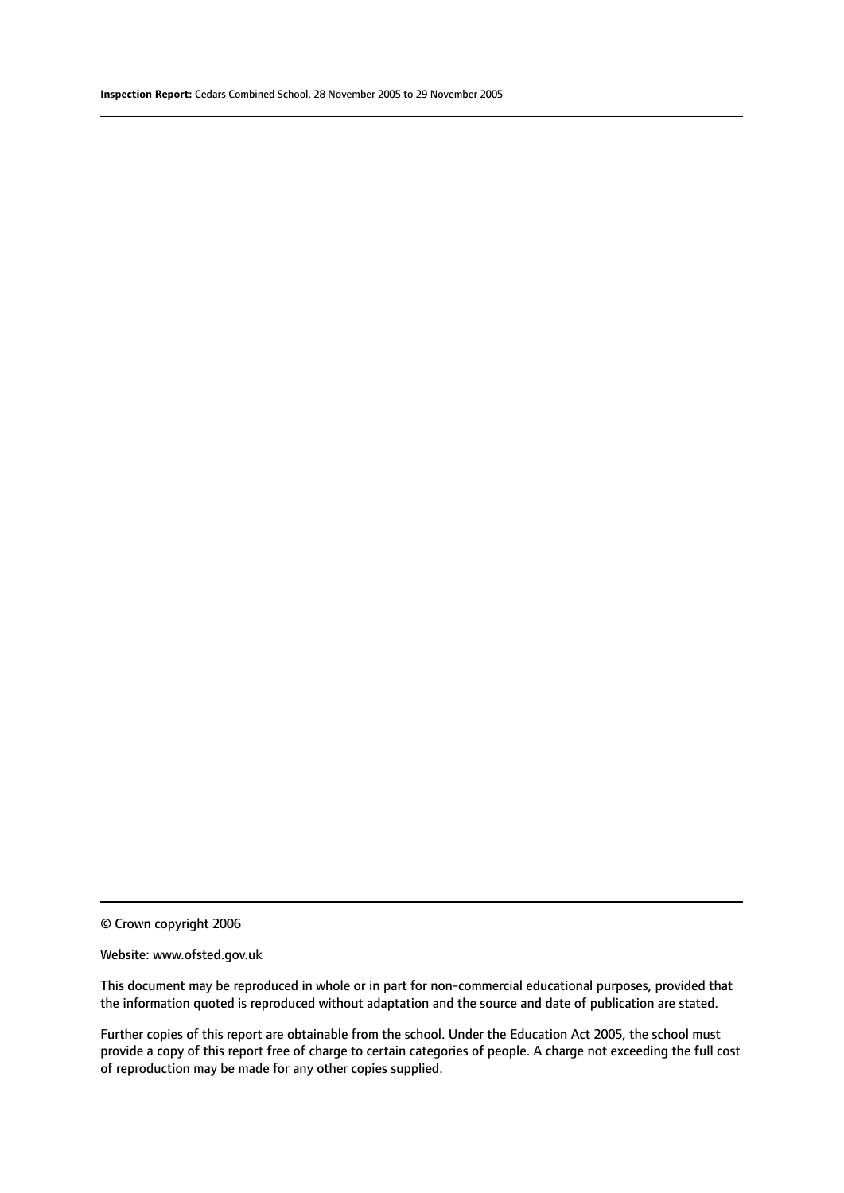© Crown copyright 2006

Website: www.ofsted.gov.uk

This document may be reproduced in whole or in part for non-commercial educational purposes, provided that the information quoted is reproduced without adaptation and the source and date of publication are stated.

Further copies of this report are obtainable from the school. Under the Education Act 2005, the school must provide a copy of this report free of charge to certain categories of people. A charge not exceeding the full cost of reproduction may be made for any other copies supplied.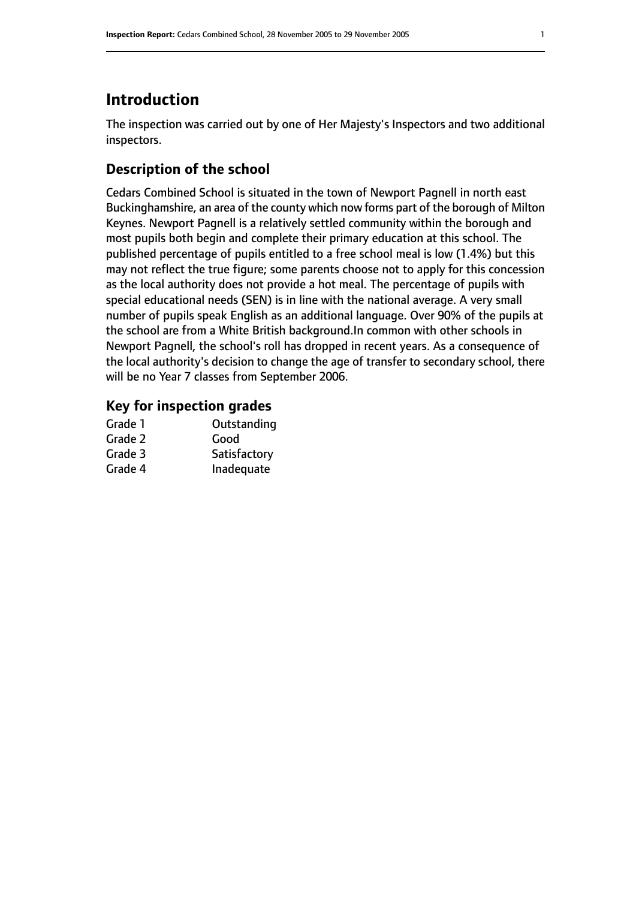# Introduction

The inspection was carried out by one of Her Majesty's Inspectors and two additional inspectors.

## Description of the school

Cedars Combined School is situated in the town of Newport Pagnell in north east Buckinghamshire, an area of the county which now forms part of the borough of Milton Keynes. Newport Pagnell is a relatively settled community within the borough and most pupils both begin and complete their primary education at this school. The published percentage of pupils entitled to a free school meal is low (1.4%) but this may not reflect the true figure; some parents choose not to apply for this concession as the local authority does not provide a hot meal. The percentage of pupils with special educational needs (SEN) is in line with the national average. A very small number of pupils speak English as an additional language. Over 90% of the pupils at the school are from a White British background.In common with other schools in Newport Pagnell, the school's roll has dropped in recent years. As a consequence of the local authority's decision to change the age of transfer to secondary school, there will be no Year 7 classes from September 2006.

## Key for inspection grades

| | |
|---|---|
| Grade 1 | Outstanding |
| Grade 2 | Good |
| Grade 3 | Satisfactory |
| Grade 4 | Inadequate |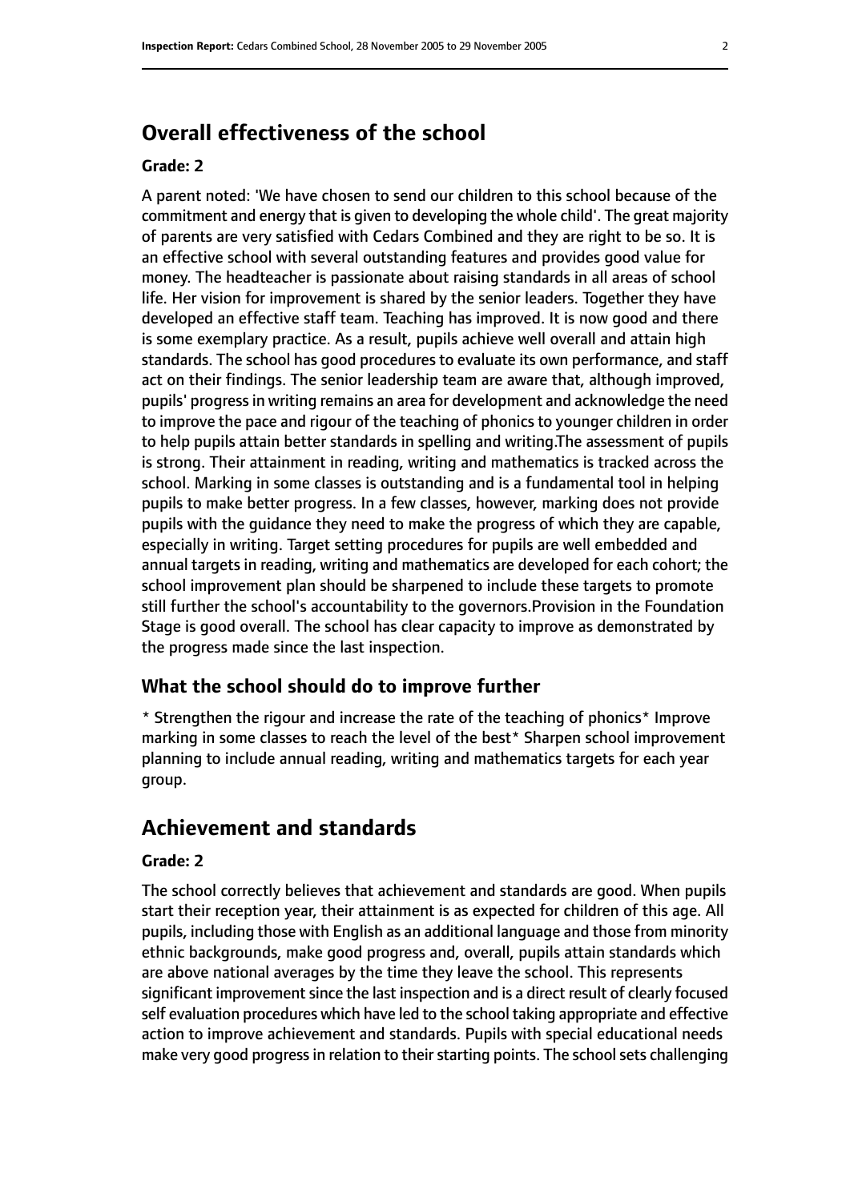## Overall effectiveness of the school

### Grade: 2

A parent noted: 'We have chosen to send our children to this school because of the commitment and energy that is given to developing the whole child'. The great majority of parents are very satisfied with Cedars Combined and they are right to be so. It is an effective school with several outstanding features and provides good value for money. The headteacher is passionate about raising standards in all areas of school life. Her vision for improvement is shared by the senior leaders. Together they have developed an effective staff team. Teaching has improved. It is now good and there is some exemplary practice. As a result, pupils achieve well overall and attain high standards. The school has good procedures to evaluate its own performance, and staff act on their findings. The senior leadership team are aware that, although improved, pupils' progress in writing remains an area for development and acknowledge the need to improve the pace and rigour of the teaching of phonics to younger children in order to help pupils attain better standards in spelling and writing.The assessment of pupils is strong. Their attainment in reading, writing and mathematics is tracked across the school. Marking in some classes is outstanding and is a fundamental tool in helping pupils to make better progress. In a few classes, however, marking does not provide pupils with the guidance they need to make the progress of which they are capable, especially in writing. Target setting procedures for pupils are well embedded and annual targets in reading, writing and mathematics are developed for each cohort; the school improvement plan should be sharpened to include these targets to promote still further the school's accountability to the governors.Provision in the Foundation Stage is good overall. The school has clear capacity to improve as demonstrated by the progress made since the last inspection.

### What the school should do to improve further

* Strengthen the rigour and increase the rate of the teaching of phonics* Improve marking in some classes to reach the level of the best* Sharpen school improvement planning to include annual reading, writing and mathematics targets for each year group.

## Achievement and standards

### Grade: 2

The school correctly believes that achievement and standards are good. When pupils start their reception year, their attainment is as expected for children of this age. All pupils, including those with English as an additional language and those from minority ethnic backgrounds, make good progress and, overall, pupils attain standards which are above national averages by the time they leave the school. This represents significant improvement since the last inspection and is a direct result of clearly focused self evaluation procedures which have led to the school taking appropriate and effective action to improve achievement and standards. Pupils with special educational needs make very good progress in relation to their starting points. The school sets challenging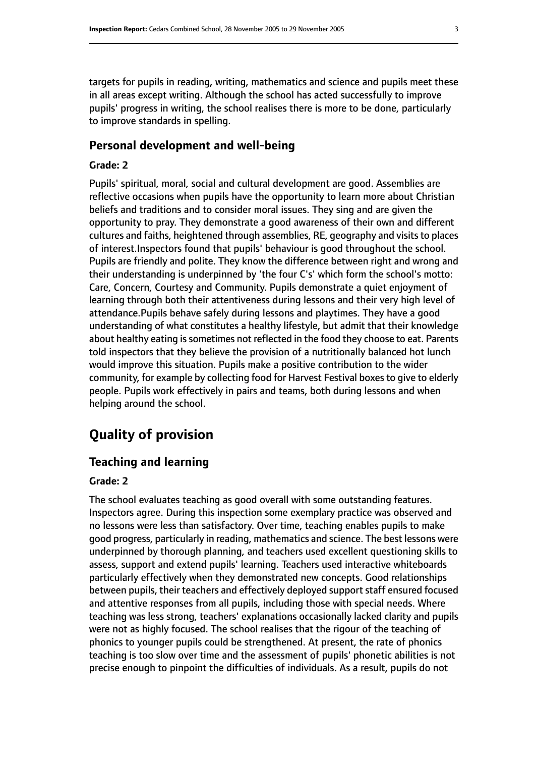targets for pupils in reading, writing, mathematics and science and pupils meet these in all areas except writing. Although the school has acted successfully to improve pupils' progress in writing, the school realises there is more to be done, particularly to improve standards in spelling.

### Personal development and well-being

#### Grade: 2

Pupils' spiritual, moral, social and cultural development are good. Assemblies are reflective occasions when pupils have the opportunity to learn more about Christian beliefs and traditions and to consider moral issues. They sing and are given the opportunity to pray. They demonstrate a good awareness of their own and different cultures and faiths, heightened through assemblies, RE, geography and visits to places of interest.Inspectors found that pupils' behaviour is good throughout the school. Pupils are friendly and polite. They know the difference between right and wrong and their understanding is underpinned by 'the four C's' which form the school's motto: Care, Concern, Courtesy and Community. Pupils demonstrate a quiet enjoyment of learning through both their attentiveness during lessons and their very high level of attendance.Pupils behave safely during lessons and playtimes. They have a good understanding of what constitutes a healthy lifestyle, but admit that their knowledge about healthy eating is sometimes not reflected in the food they choose to eat. Parents told inspectors that they believe the provision of a nutritionally balanced hot lunch would improve this situation. Pupils make a positive contribution to the wider community, for example by collecting food for Harvest Festival boxes to give to elderly people. Pupils work effectively in pairs and teams, both during lessons and when helping around the school.

## Quality of provision

### Teaching and learning

#### Grade: 2

The school evaluates teaching as good overall with some outstanding features. Inspectors agree. During this inspection some exemplary practice was observed and no lessons were less than satisfactory. Over time, teaching enables pupils to make good progress, particularly in reading, mathematics and science. The best lessons were underpinned by thorough planning, and teachers used excellent questioning skills to assess, support and extend pupils' learning. Teachers used interactive whiteboards particularly effectively when they demonstrated new concepts. Good relationships between pupils, their teachers and effectively deployed support staff ensured focused and attentive responses from all pupils, including those with special needs. Where teaching was less strong, teachers' explanations occasionally lacked clarity and pupils were not as highly focused. The school realises that the rigour of the teaching of phonics to younger pupils could be strengthened. At present, the rate of phonics teaching is too slow over time and the assessment of pupils' phonetic abilities is not precise enough to pinpoint the difficulties of individuals. As a result, pupils do not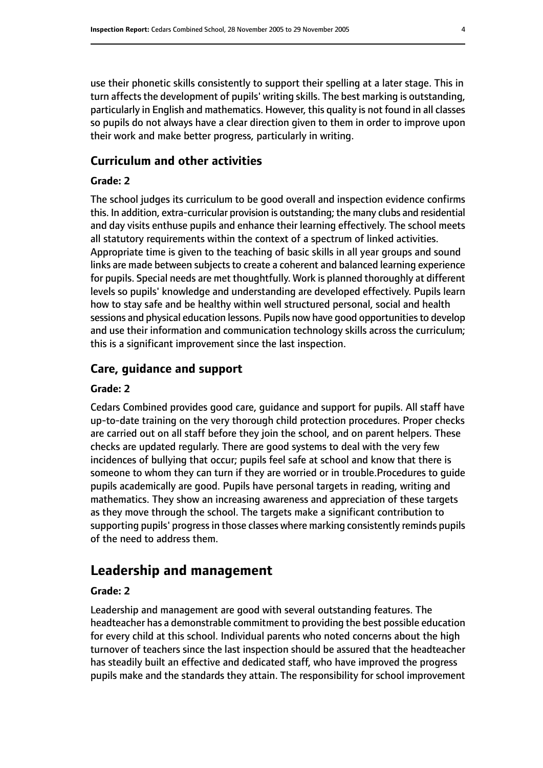use their phonetic skills consistently to support their spelling at a later stage. This in turn affects the development of pupils' writing skills. The best marking is outstanding, particularly in English and mathematics. However, this quality is not found in all classes so pupils do not always have a clear direction given to them in order to improve upon their work and make better progress, particularly in writing.

### Curriculum and other activities

#### Grade: 2

The school judges its curriculum to be good overall and inspection evidence confirms this. In addition, extra-curricular provision is outstanding; the many clubs and residential and day visits enthuse pupils and enhance their learning effectively. The school meets all statutory requirements within the context of a spectrum of linked activities. Appropriate time is given to the teaching of basic skills in all year groups and sound links are made between subjects to create a coherent and balanced learning experience for pupils. Special needs are met thoughtfully. Work is planned thoroughly at different levels so pupils' knowledge and understanding are developed effectively. Pupils learn how to stay safe and be healthy within well structured personal, social and health sessions and physical education lessons. Pupils now have good opportunities to develop and use their information and communication technology skills across the curriculum; this is a significant improvement since the last inspection.

### Care, guidance and support

#### Grade: 2

Cedars Combined provides good care, guidance and support for pupils. All staff have up-to-date training on the very thorough child protection procedures. Proper checks are carried out on all staff before they join the school, and on parent helpers. These checks are updated regularly. There are good systems to deal with the very few incidences of bullying that occur; pupils feel safe at school and know that there is someone to whom they can turn if they are worried or in trouble.Procedures to guide pupils academically are good. Pupils have personal targets in reading, writing and mathematics. They show an increasing awareness and appreciation of these targets as they move through the school. The targets make a significant contribution to supporting pupils' progress in those classes where marking consistently reminds pupils of the need to address them.

## Leadership and management

#### Grade: 2

Leadership and management are good with several outstanding features. The headteacher has a demonstrable commitment to providing the best possible education for every child at this school. Individual parents who noted concerns about the high turnover of teachers since the last inspection should be assured that the headteacher has steadily built an effective and dedicated staff, who have improved the progress pupils make and the standards they attain. The responsibility for school improvement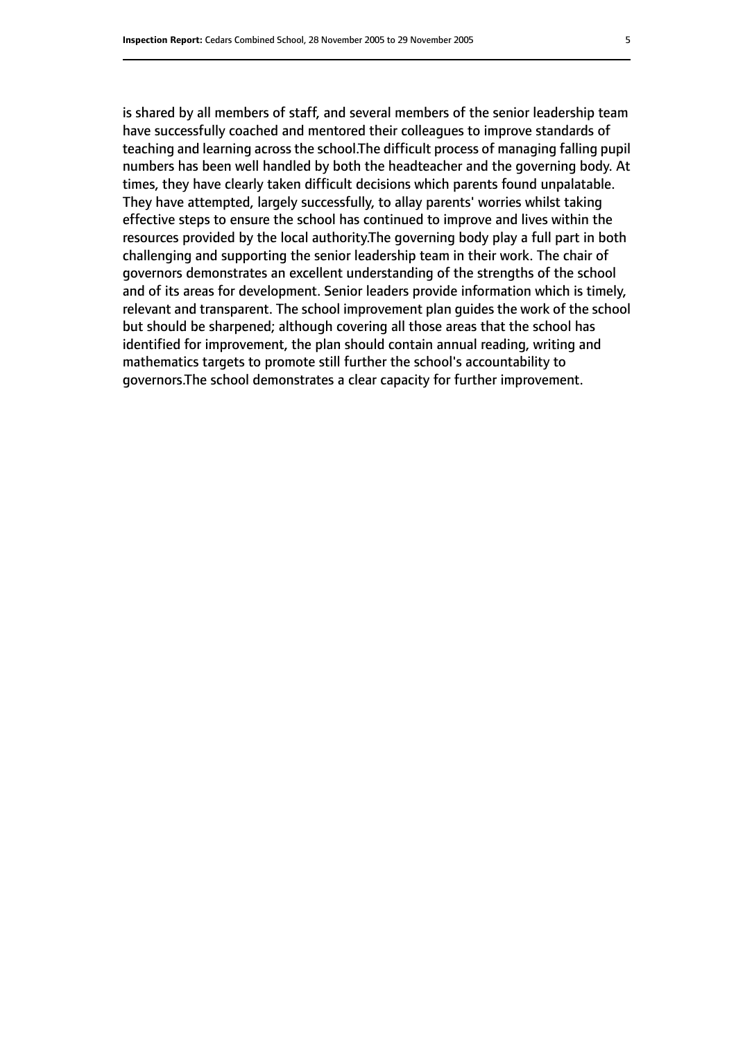is shared by all members of staff, and several members of the senior leadership team have successfully coached and mentored their colleagues to improve standards of teaching and learning across the school.The difficult process of managing falling pupil numbers has been well handled by both the headteacher and the governing body. At times, they have clearly taken difficult decisions which parents found unpalatable. They have attempted, largely successfully, to allay parents' worries whilst taking effective steps to ensure the school has continued to improve and lives within the resources provided by the local authority.The governing body play a full part in both challenging and supporting the senior leadership team in their work. The chair of governors demonstrates an excellent understanding of the strengths of the school and of its areas for development. Senior leaders provide information which is timely, relevant and transparent. The school improvement plan guides the work of the school but should be sharpened; although covering all those areas that the school has identified for improvement, the plan should contain annual reading, writing and mathematics targets to promote still further the school's accountability to governors.The school demonstrates a clear capacity for further improvement.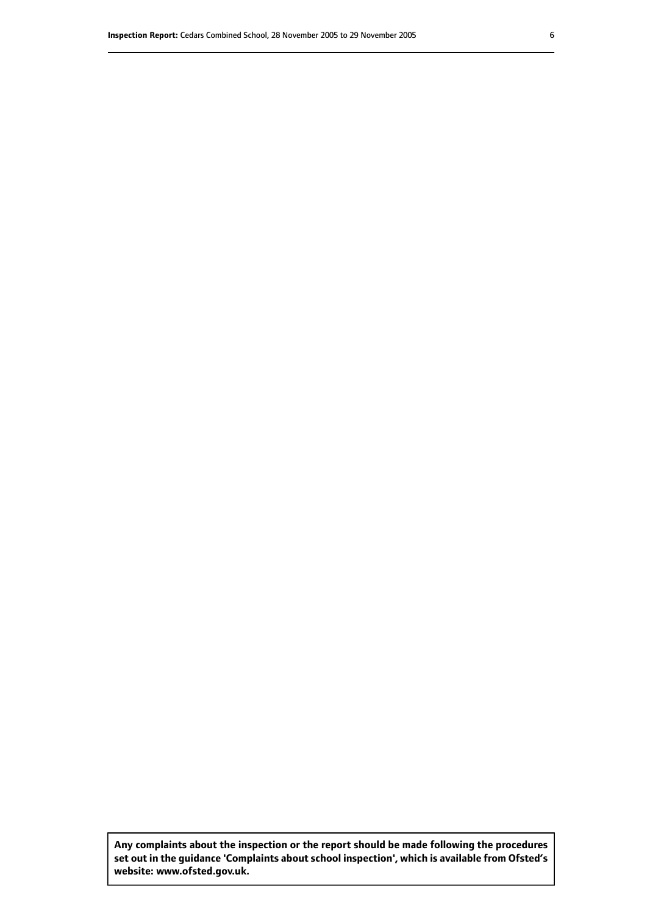**Any complaints about the inspection or the report should be made following the procedures set out in the guidance 'Complaints about school inspection', which is available from Ofsted's website: www.ofsted.gov.uk.**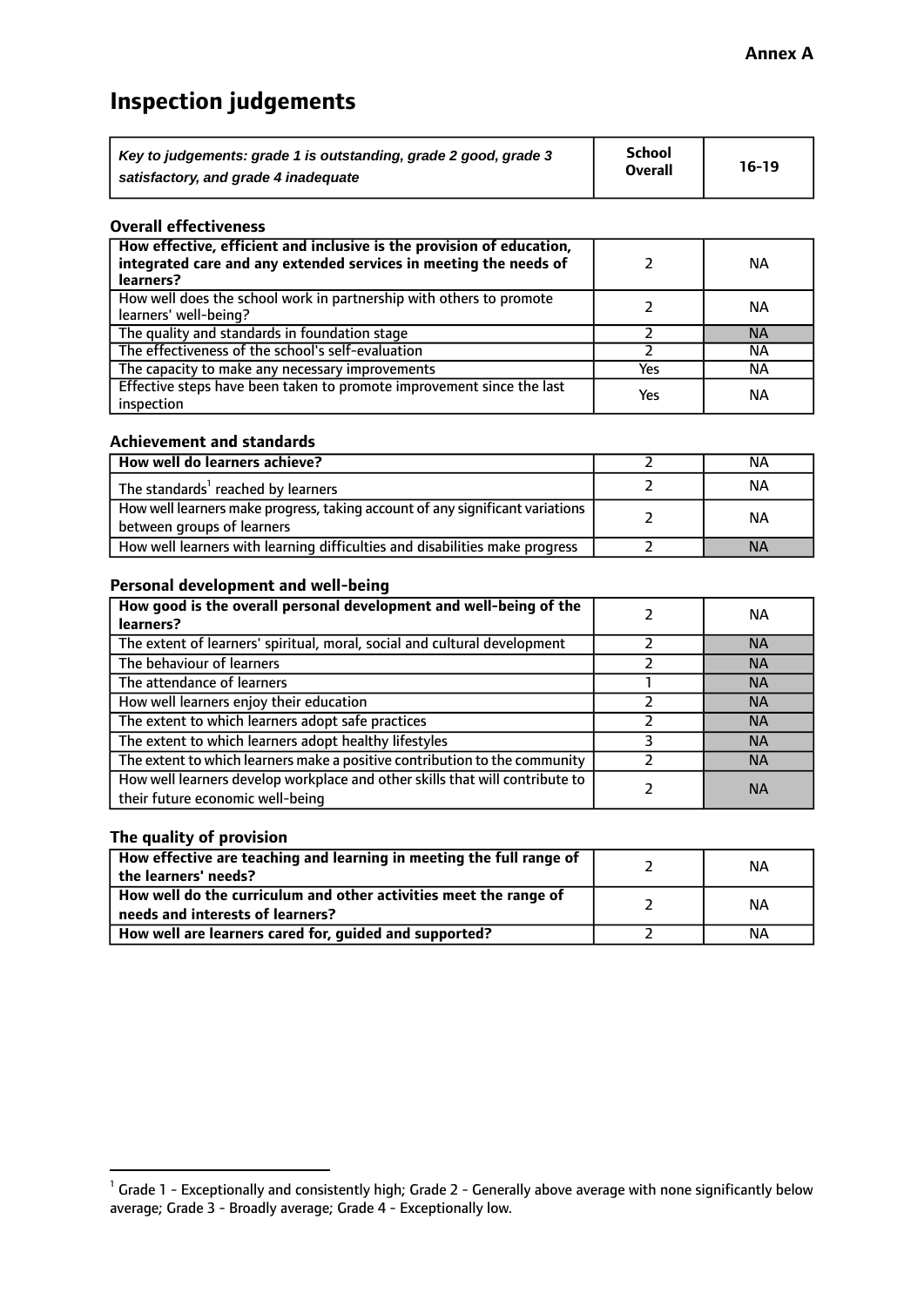**Annex A**

# Inspection judgements

| *Key to judgements: grade 1 is outstanding, grade 2 good, grade 3 satisfactory, and grade 4 inadequate* | School Overall | 16-19 |
|---|---|---|

### Overall effectiveness

| | | |
|---|---|---|
| **How effective, efficient and inclusive is the provision of education, integrated care and any extended services in meeting the needs of learners?** | 2 | NA |
| How well does the school work in partnership with others to promote learners' well-being? | 2 | NA |
| The quality and standards in foundation stage | 2 | NA |
| The effectiveness of the school's self-evaluation | 2 | NA |
| The capacity to make any necessary improvements | Yes | NA |
| Effective steps have been taken to promote improvement since the last inspection | Yes | NA |

### Achievement and standards

| | | |
|---|---|---|
| **How well do learners achieve?** | 2 | NA |
| The standards[1] reached by learners | 2 | NA |
| How well learners make progress, taking account of any significant variations between groups of learners | 2 | NA |
| How well learners with learning difficulties and disabilities make progress | 2 | NA |

### Personal development and well-being

| | | |
|---|---|---|
| **How good is the overall personal development and well-being of the learners?** | 2 | NA |
| The extent of learners' spiritual, moral, social and cultural development | 2 | NA |
| The behaviour of learners | 2 | NA |
| The attendance of learners | 1 | NA |
| How well learners enjoy their education | 2 | NA |
| The extent to which learners adopt safe practices | 2 | NA |
| The extent to which learners adopt healthy lifestyles | 3 | NA |
| The extent to which learners make a positive contribution to the community | 2 | NA |
| How well learners develop workplace and other skills that will contribute to their future economic well-being | 2 | NA |

### The quality of provision

| | | |
|---|---|---|
| **How effective are teaching and learning in meeting the full range of the learners' needs?** | 2 | NA |
| **How well do the curriculum and other activities meet the range of needs and interests of learners?** | 2 | NA |
| **How well are learners cared for, guided and supported?** | 2 | NA |

[1] Grade 1 - Exceptionally and consistently high; Grade 2 - Generally above average with none significantly below average; Grade 3 - Broadly average; Grade 4 - Exceptionally low.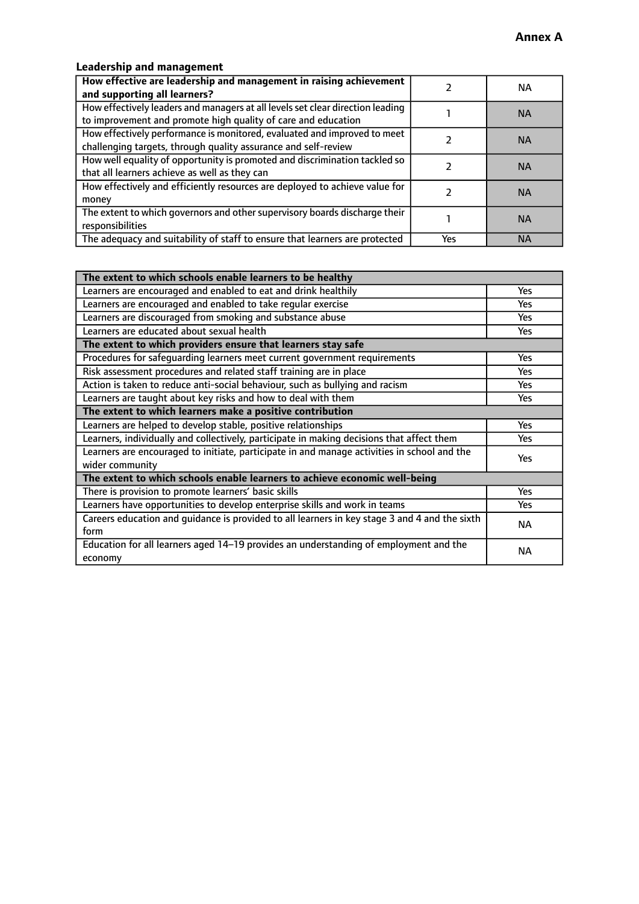**Annex A**

### Leadership and management

| **How effective are leadership and management in raising achievement and supporting all learners?** | 2 | NA |
|---|---|---|
| How effectively leaders and managers at all levels set clear direction leading to improvement and promote high quality of care and education | 1 | NA |
| How effectively performance is monitored, evaluated and improved to meet challenging targets, through quality assurance and self-review | 2 | NA |
| How well equality of opportunity is promoted and discrimination tackled so that all learners achieve as well as they can | 2 | NA |
| How effectively and efficiently resources are deployed to achieve value for money | 2 | NA |
| The extent to which governors and other supervisory boards discharge their responsibilities | 1 | NA |
| The adequacy and suitability of staff to ensure that learners are protected | Yes | NA |

| **The extent to which schools enable learners to be healthy** | |
|---|---|
| Learners are encouraged and enabled to eat and drink healthily | Yes |
| Learners are encouraged and enabled to take regular exercise | Yes |
| Learners are discouraged from smoking and substance abuse | Yes |
| Learners are educated about sexual health | Yes |
| **The extent to which providers ensure that learners stay safe** | |
| Procedures for safeguarding learners meet current government requirements | Yes |
| Risk assessment procedures and related staff training are in place | Yes |
| Action is taken to reduce anti-social behaviour, such as bullying and racism | Yes |
| Learners are taught about key risks and how to deal with them | Yes |
| **The extent to which learners make a positive contribution** | |
| Learners are helped to develop stable, positive relationships | Yes |
| Learners, individually and collectively, participate in making decisions that affect them | Yes |
| Learners are encouraged to initiate, participate in and manage activities in school and the wider community | Yes |
| **The extent to which schools enable learners to achieve economic well-being** | |
| There is provision to promote learners' basic skills | Yes |
| Learners have opportunities to develop enterprise skills and work in teams | Yes |
| Careers education and guidance is provided to all learners in key stage 3 and 4 and the sixth form | NA |
| Education for all learners aged 14–19 provides an understanding of employment and the economy | NA |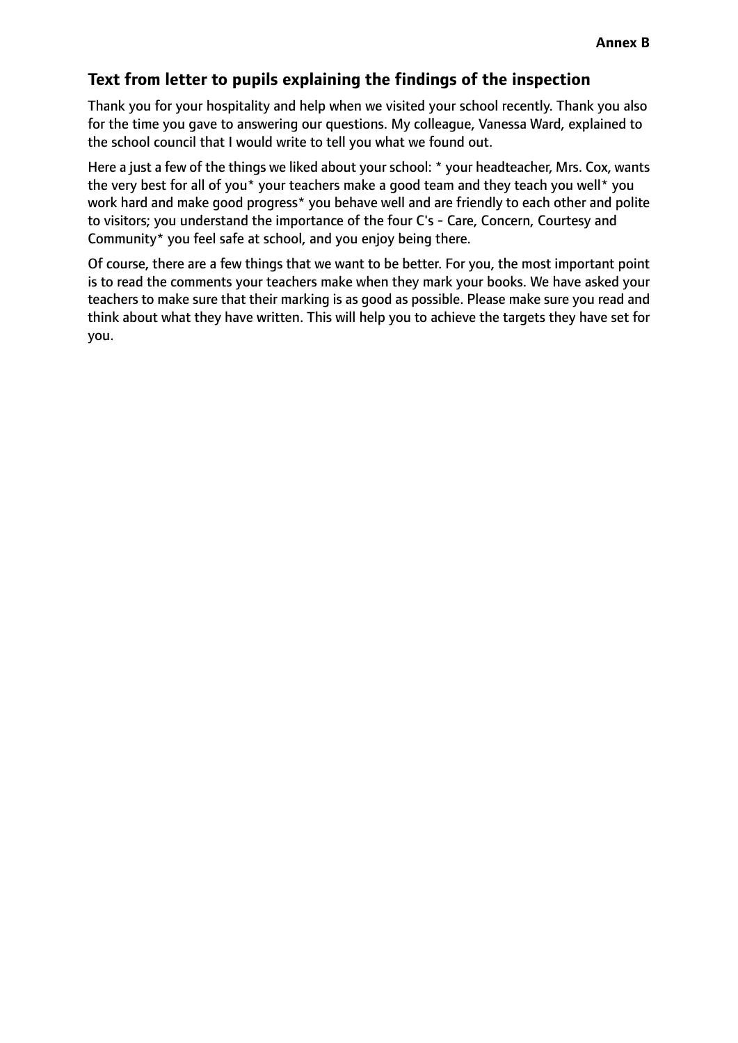**Annex B**

## Text from letter to pupils explaining the findings of the inspection

Thank you for your hospitality and help when we visited your school recently. Thank you also for the time you gave to answering our questions. My colleague, Vanessa Ward, explained to the school council that I would write to tell you what we found out.

Here a just a few of the things we liked about your school: * your headteacher, Mrs. Cox, wants the very best for all of you* your teachers make a good team and they teach you well* you work hard and make good progress* you behave well and are friendly to each other and polite to visitors; you understand the importance of the four C's - Care, Concern, Courtesy and Community* you feel safe at school, and you enjoy being there.

Of course, there are a few things that we want to be better. For you, the most important point is to read the comments your teachers make when they mark your books. We have asked your teachers to make sure that their marking is as good as possible. Please make sure you read and think about what they have written. This will help you to achieve the targets they have set for you.